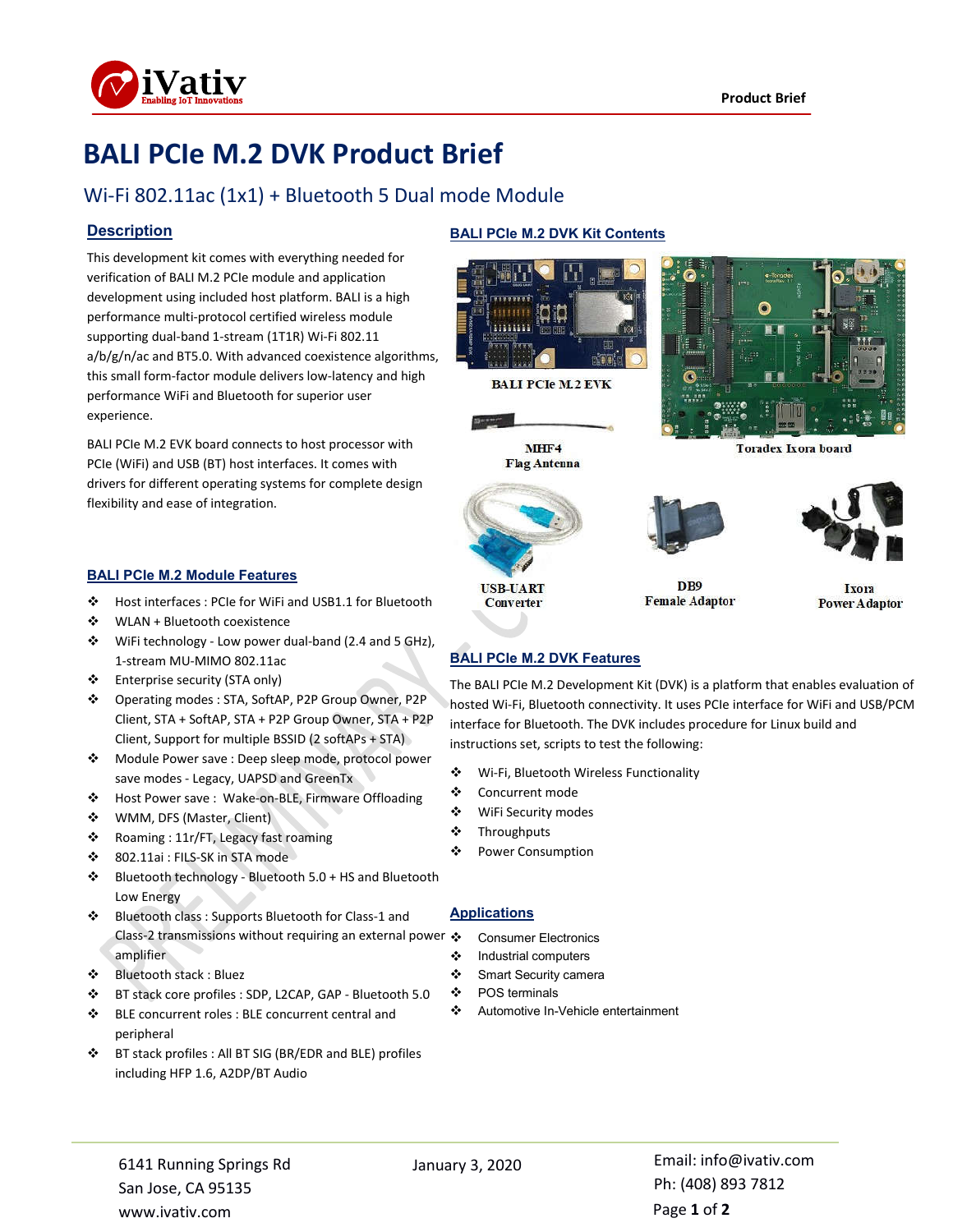# BALI PCIe M.2 DVK Product Brief

## Wi-Fi 802.11ac (1x1) + Bluetooth 5 Dual mode Module

### Description

This development kit comes with everything needed for verification of BALI M.2 PCIe module and application development using included host platform. BALI is a high performance multi-protocol certified wireless module supporting dual-band 1-stream (1T1R) Wi-Fi 802.11 a/b/g/n/ac and BT5.0. With advanced coexistence algorithms, this small form-factor module delivers low-latency and high performance WiFi and Bluetooth for superior user experience.

BALI PCIe M.2 EVK board connects to host processor with PCIe (WiFi) and USB (BT) host interfaces. It comes with drivers for different operating systems for complete design flexibility and ease of integration.

### BALI PCIe M.2 Module Features

- Host interfaces : PCIe for WiFi and USB1.1 for Bluetooth
- WLAN + Bluetooth coexistence
- WiFi technology - Low power dual-band (2.4 and 5 GHz), 1-stream MU-MIMO 802.11ac
- Enterprise security (STA only)
- Operating modes : STA, SoftAP, P2P Group Owner, P2P Client, STA + SoftAP, STA + P2P Group Owner, STA + P2P Client, Support for multiple BSSID (2 softAPs + STA)
- Module Power save : Deep sleep mode, protocol power save modes - Legacy, UAPSD and GreenTx
- Host Power save : Wake-on-BLE, Firmware Offloading
- WMM, DFS (Master, Client)
- Roaming : 11r/FT, Legacy fast roaming
- 802.11ai : FILS-SK in STA mode
- Bluetooth technology - Bluetooth 5.0 + HS and Bluetooth Low Energy
- Bluetooth class : Supports Bluetooth for Class-1 and Class-2 transmissions without requiring an external power amplifier
- Bluetooth stack : Bluez
- BT stack core profiles : SDP, L2CAP, GAP - Bluetooth 5.0
- BLE concurrent roles : BLE concurrent central and peripheral
- BT stack profiles : All BT SIG (BR/EDR and BLE) profiles including HFP 1.6, A2DP/BT Audio

### BALI PCIe M.2 DVK Kit Contents

BALI PCIe M.2 EVK

MHF4 Flag Antenna

Toradex Ixora board

USB-UART Converter

DB9 Female Adaptor

Ixora Power Adaptor

### BALI PCIe M.2 DVK Features

The BALI PCIe M.2 Development Kit (DVK) is a platform that enables evaluation of hosted Wi-Fi, Bluetooth connectivity. It uses PCIe interface for WiFi and USB/PCM interface for Bluetooth. The DVK includes procedure for Linux build and instructions set, scripts to test the following:

- Wi-Fi, Bluetooth Wireless Functionality
- Concurrent mode
- WiFi Security modes
- Throughputs
- Power Consumption

### Applications

- Consumer Electronics
- Industrial computers
- Smart Security camera
- POS terminals
- Automotive In-Vehicle entertainment

6141 Running Springs Rd
San Jose, CA 95135
www.ivativ.com

January 3, 2020

Email: info@ivativ.com
Ph: (408) 893 7812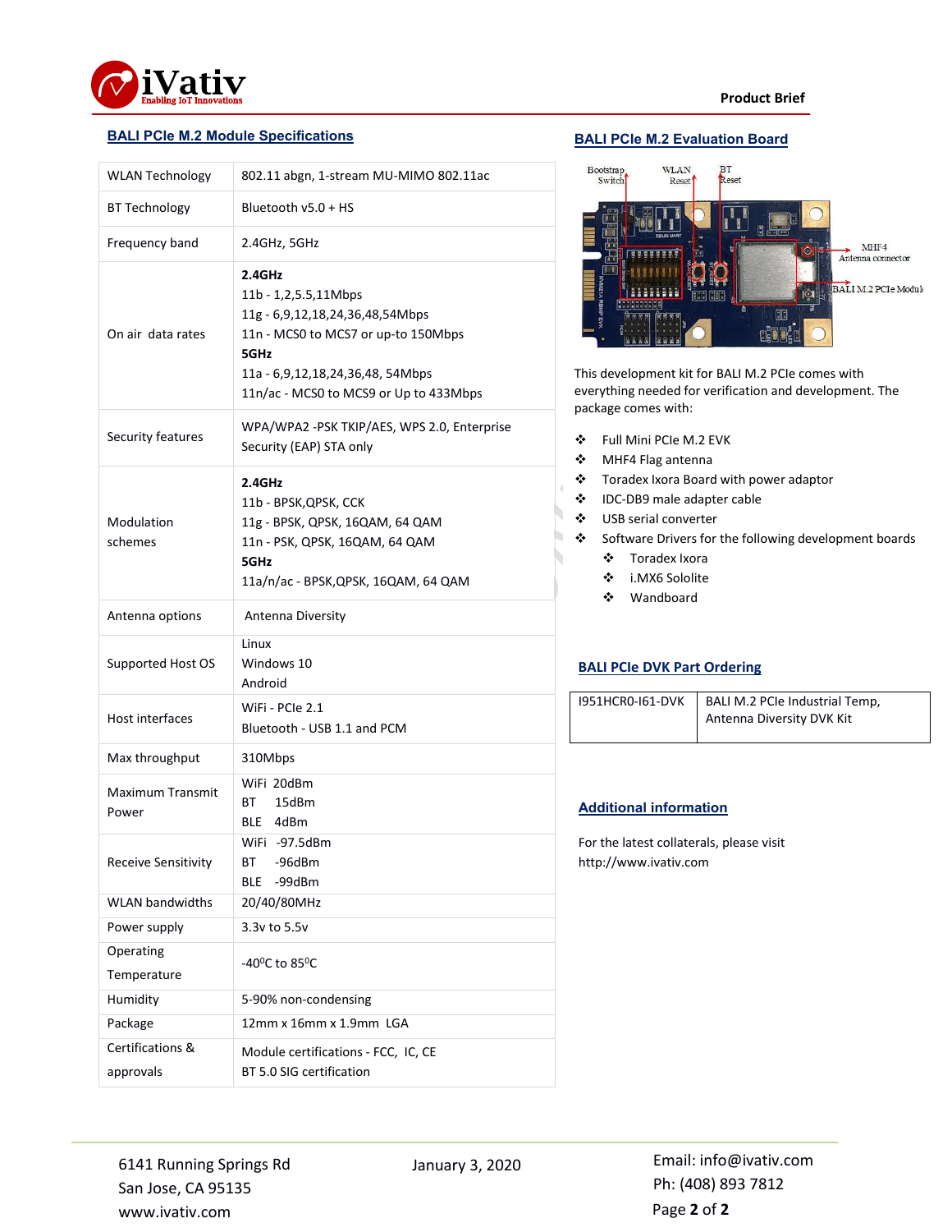## BALI PCIe M.2 Module Specifications

| | |
|---|---|
| WLAN Technology | 802.11 abgn, 1-stream MU-MIMO 802.11ac |
| BT Technology | Bluetooth v5.0 + HS |
| Frequency band | 2.4GHz, 5GHz |
| On air data rates | **2.4GHz**<br>11b - 1,2,5.5,11Mbps<br>11g - 6,9,12,18,24,36,48,54Mbps<br>11n - MCS0 to MCS7 or up-to 150Mbps<br>**5GHz**<br>11a - 6,9,12,18,24,36,48, 54Mbps<br>11n/ac - MCS0 to MCS9 or Up to 433Mbps |
| Security features | WPA/WPA2 -PSK TKIP/AES, WPS 2.0, Enterprise Security (EAP) STA only |
| Modulation schemes | **2.4GHz**<br>11b - BPSK,QPSK, CCK<br>11g - BPSK, QPSK, 16QAM, 64 QAM<br>11n - PSK, QPSK, 16QAM, 64 QAM<br>**5GHz**<br>11a/n/ac - BPSK,QPSK, 16QAM, 64 QAM |
| Antenna options | Antenna Diversity |
| Supported Host OS | Linux<br>Windows 10<br>Android |
| Host interfaces | WiFi - PCIe 2.1<br>Bluetooth - USB 1.1 and PCM |
| Max throughput | 310Mbps |
| Maximum Transmit Power | WiFi 20dBm<br>BT 15dBm<br>BLE 4dBm |
| Receive Sensitivity | WiFi -97.5dBm<br>BT -96dBm<br>BLE -99dBm |
| WLAN bandwidths | 20/40/80MHz |
| Power supply | 3.3v to 5.5v |
| Operating Temperature | -40°C to 85°C |
| Humidity | 5-90% non-condensing |
| Package | 12mm x 16mm x 1.9mm LGA |
| Certifications & approvals | Module certifications - FCC, IC, CE<br>BT 5.0 SIG certification |

## BALI PCIe M.2 Evaluation Board

Bootstrap Switch
WLAN Reset
BT Reset
MHF4 Antenna connector
BALI M.2 PCIe Module

This development kit for BALI M.2 PCIe comes with everything needed for verification and development. The package comes with:

- Full Mini PCIe M.2 EVK
- MHF4 Flag antenna
- Toradex Ixora Board with power adaptor
- IDC-DB9 male adapter cable
- USB serial converter
- Software Drivers for the following development boards
  - Toradex Ixora
  - i.MX6 Sololite
  - Wandboard

## BALI PCIe DVK Part Ordering

| | |
|---|---|
| I951HCR0-I61-DVK | BALI M.2 PCIe Industrial Temp, Antenna Diversity DVK Kit |

## Additional information

For the latest collaterals, please visit http://www.ivativ.com

6141 Running Springs Rd
San Jose, CA 95135
www.ivativ.com

January 3, 2020

Email: info@ivativ.com
Ph: (408) 893 7812